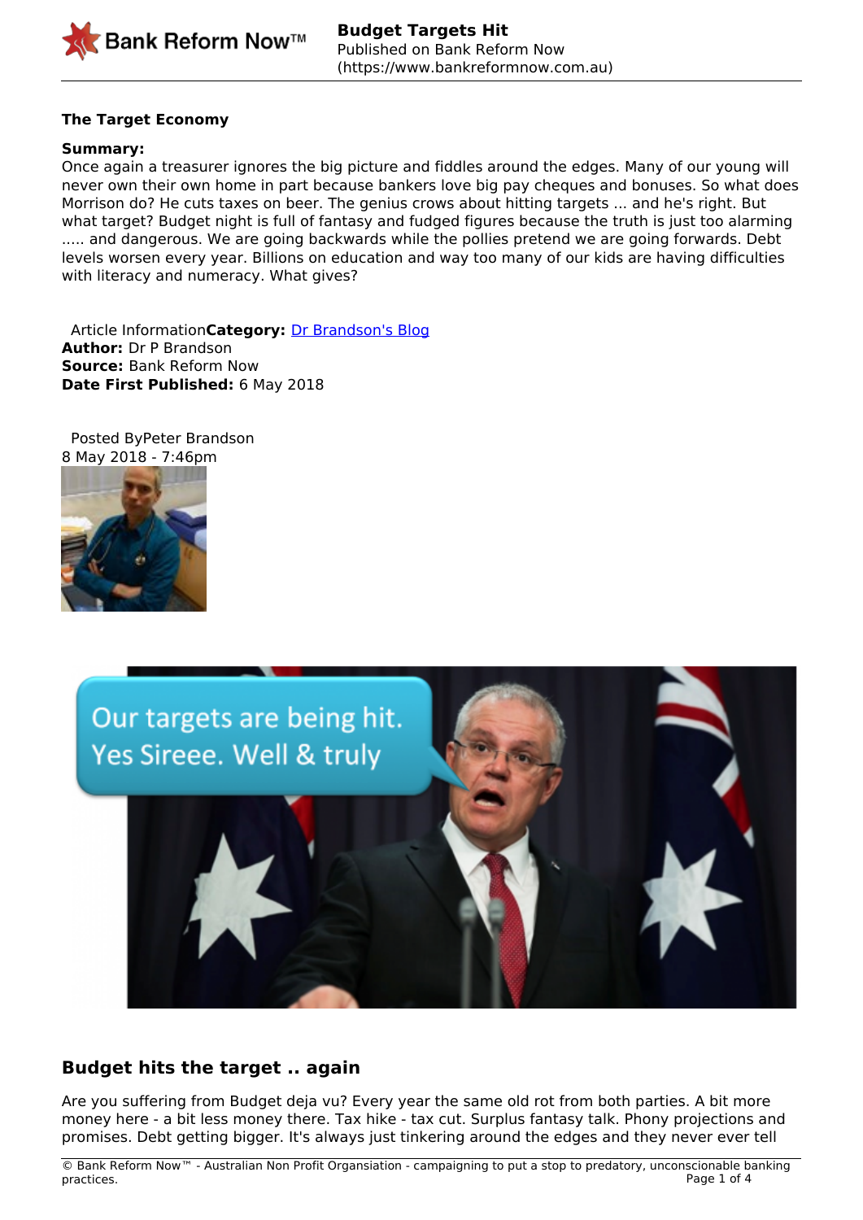**The Target Economy**

**Summary:**
Once again a treasurer ignores the big picture and fiddles around the edges. Many of our young will never own their own home in part because bankers love big pay cheques and bonuses. So what does Morrison do? He cuts taxes on beer. The genius crows about hitting targets ... and he's right. But what target? Budget night is full of fantasy and fudged figures because the truth is just too alarming ..... and dangerous. We are going backwards while the pollies pretend we are going forwards. Debt levels worsen every year. Billions on education and way too many of our kids are having difficulties with literacy and numeracy. What gives?

Article Information**Category:** Dr Brandson's Blog
**Author:** Dr P Brandson
**Source:** Bank Reform Now
**Date First Published:** 6 May 2018

Posted ByPeter Brandson
8 May 2018 - 7:46pm

## Budget hits the target .. again

Are you suffering from Budget deja vu? Every year the same old rot from both parties. A bit more money here - a bit less money there. Tax hike - tax cut. Surplus fantasy talk. Phony projections and promises. Debt getting bigger. It's always just tinkering around the edges and they never ever tell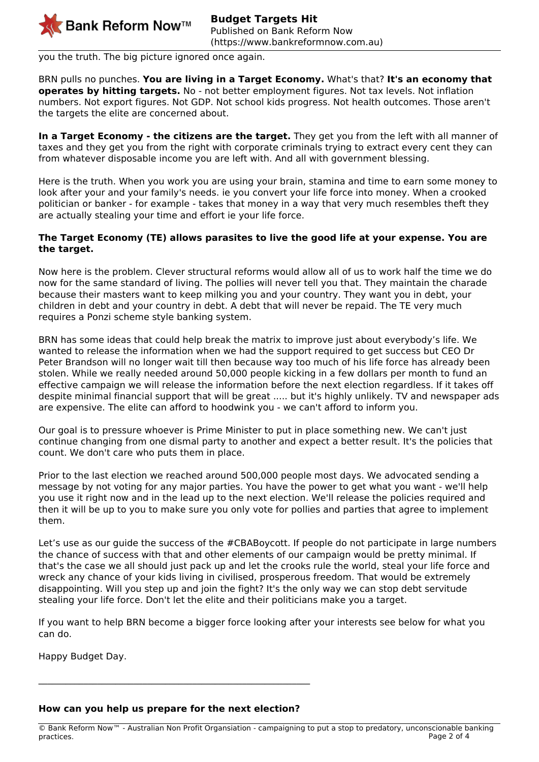you the truth. The big picture ignored once again.

BRN pulls no punches. **You are living in a Target Economy.** What's that? **It's an economy that operates by hitting targets.** No - not better employment figures. Not tax levels. Not inflation numbers. Not export figures. Not GDP. Not school kids progress. Not health outcomes. Those aren't the targets the elite are concerned about.

**In a Target Economy - the citizens are the target.** They get you from the left with all manner of taxes and they get you from the right with corporate criminals trying to extract every cent they can from whatever disposable income you are left with. And all with government blessing.

Here is the truth. When you work you are using your brain, stamina and time to earn some money to look after your and your family's needs. ie you convert your life force into money. When a crooked politician or banker - for example - takes that money in a way that very much resembles theft they are actually stealing your time and effort ie your life force.

**The Target Economy (TE) allows parasites to live the good life at your expense. You are the target.**

Now here is the problem. Clever structural reforms would allow all of us to work half the time we do now for the same standard of living. The pollies will never tell you that. They maintain the charade because their masters want to keep milking you and your country. They want you in debt, your children in debt and your country in debt. A debt that will never be repaid. The TE very much requires a Ponzi scheme style banking system.

BRN has some ideas that could help break the matrix to improve just about everybody's life. We wanted to release the information when we had the support required to get success but CEO Dr Peter Brandson will no longer wait till then because way too much of his life force has already been stolen. While we really needed around 50,000 people kicking in a few dollars per month to fund an effective campaign we will release the information before the next election regardless. If it takes off despite minimal financial support that will be great ..... but it's highly unlikely. TV and newspaper ads are expensive. The elite can afford to hoodwink you - we can't afford to inform you.

Our goal is to pressure whoever is Prime Minister to put in place something new. We can't just continue changing from one dismal party to another and expect a better result. It's the policies that count. We don't care who puts them in place.

Prior to the last election we reached around 500,000 people most days. We advocated sending a message by not voting for any major parties. You have the power to get what you want - we'll help you use it right now and in the lead up to the next election. We'll release the policies required and then it will be up to you to make sure you only vote for pollies and parties that agree to implement them.

Let's use as our guide the success of the #CBABoycott. If people do not participate in large numbers the chance of success with that and other elements of our campaign would be pretty minimal. If that's the case we all should just pack up and let the crooks rule the world, steal your life force and wreck any chance of your kids living in civilised, prosperous freedom. That would be extremely disappointing. Will you step up and join the fight? It's the only way we can stop debt servitude stealing your life force. Don't let the elite and their politicians make you a target.

If you want to help BRN become a bigger force looking after your interests see below for what you can do.

Happy Budget Day.

---

**How can you help us prepare for the next election?**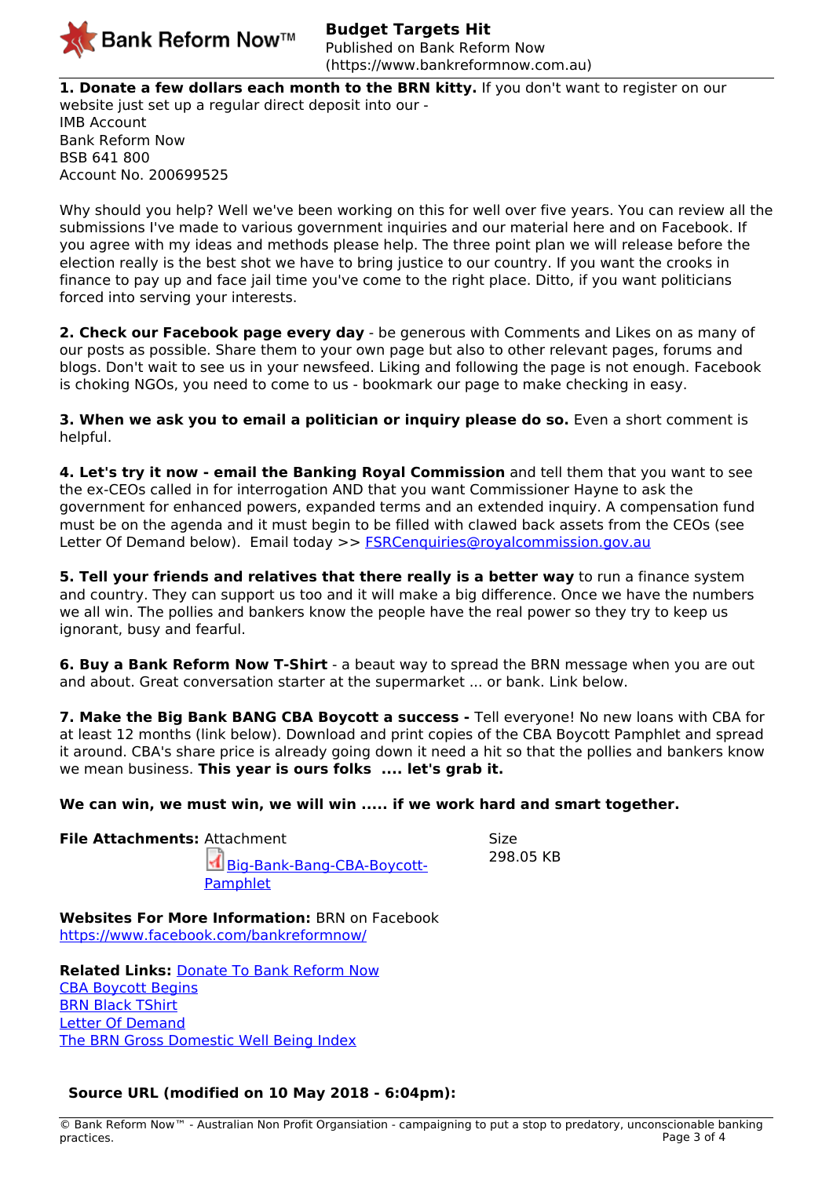**1. Donate a few dollars each month to the BRN kitty.** If you don't want to register on our website just set up a regular direct deposit into our -
IMB Account
Bank Reform Now
BSB 641 800
Account No. 200699525

Why should you help? Well we've been working on this for well over five years. You can review all the submissions I've made to various government inquiries and our material here and on Facebook. If you agree with my ideas and methods please help. The three point plan we will release before the election really is the best shot we have to bring justice to our country. If you want the crooks in finance to pay up and face jail time you've come to the right place. Ditto, if you want politicians forced into serving your interests.

**2. Check our Facebook page every day** - be generous with Comments and Likes on as many of our posts as possible. Share them to your own page but also to other relevant pages, forums and blogs. Don't wait to see us in your newsfeed. Liking and following the page is not enough. Facebook is choking NGOs, you need to come to us - bookmark our page to make checking in easy.

**3. When we ask you to email a politician or inquiry please do so.** Even a short comment is helpful.

**4. Let's try it now - email the Banking Royal Commission** and tell them that you want to see the ex-CEOs called in for interrogation AND that you want Commissioner Hayne to ask the government for enhanced powers, expanded terms and an extended inquiry. A compensation fund must be on the agenda and it must begin to be filled with clawed back assets from the CEOs (see Letter Of Demand below). Email today >> [FSRCenquiries@royalcommission.gov.au](mailto:FSRCenquiries@royalcommission.gov.au)

**5. Tell your friends and relatives that there really is a better way** to run a finance system and country. They can support us too and it will make a big difference. Once we have the numbers we all win. The pollies and bankers know the people have the real power so they try to keep us ignorant, busy and fearful.

**6. Buy a Bank Reform Now T-Shirt** - a beaut way to spread the BRN message when you are out and about. Great conversation starter at the supermarket ... or bank. Link below.

**7. Make the Big Bank BANG CBA Boycott a success -** Tell everyone! No new loans with CBA for at least 12 months (link below). Download and print copies of the CBA Boycott Pamphlet and spread it around. CBA's share price is already going down it need a hit so that the pollies and bankers know we mean business. **This year is ours folks .... let's grab it.**

**We can win, we must win, we will win ..... if we work hard and smart together.**

**File Attachments:**

| Attachment | Size |
| --- | --- |
| Big-Bank-Bang-CBA-Boycott-Pamphlet | 298.05 KB |

**Websites For More Information:** BRN on Facebook
https://www.facebook.com/bankreformnow/

**Related Links:** Donate To Bank Reform Now
CBA Boycott Begins
BRN Black TShirt
Letter Of Demand
The BRN Gross Domestic Well Being Index

**Source URL (modified on 10 May 2018 - 6:04pm):**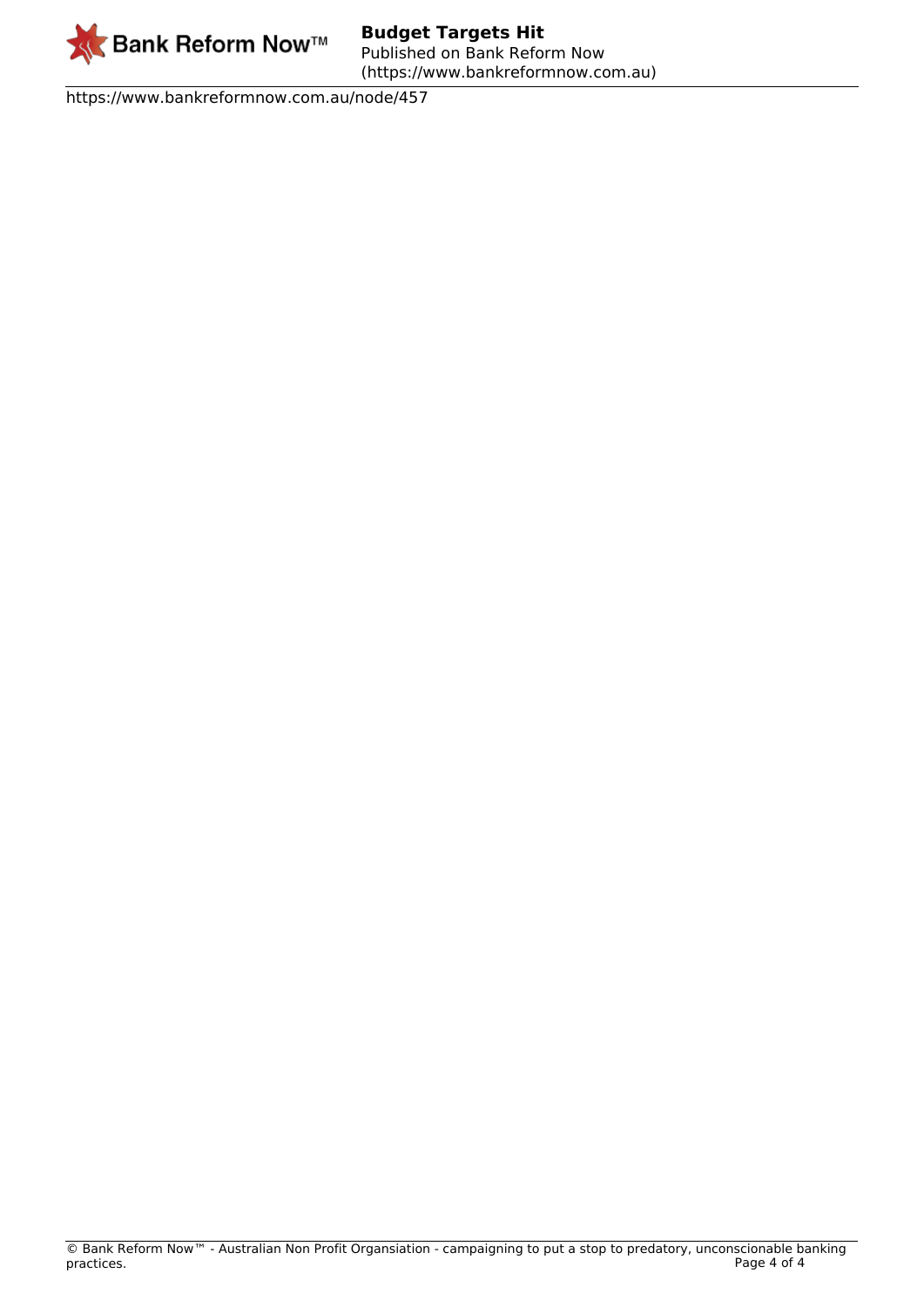https://www.bankreformnow.com.au/node/457